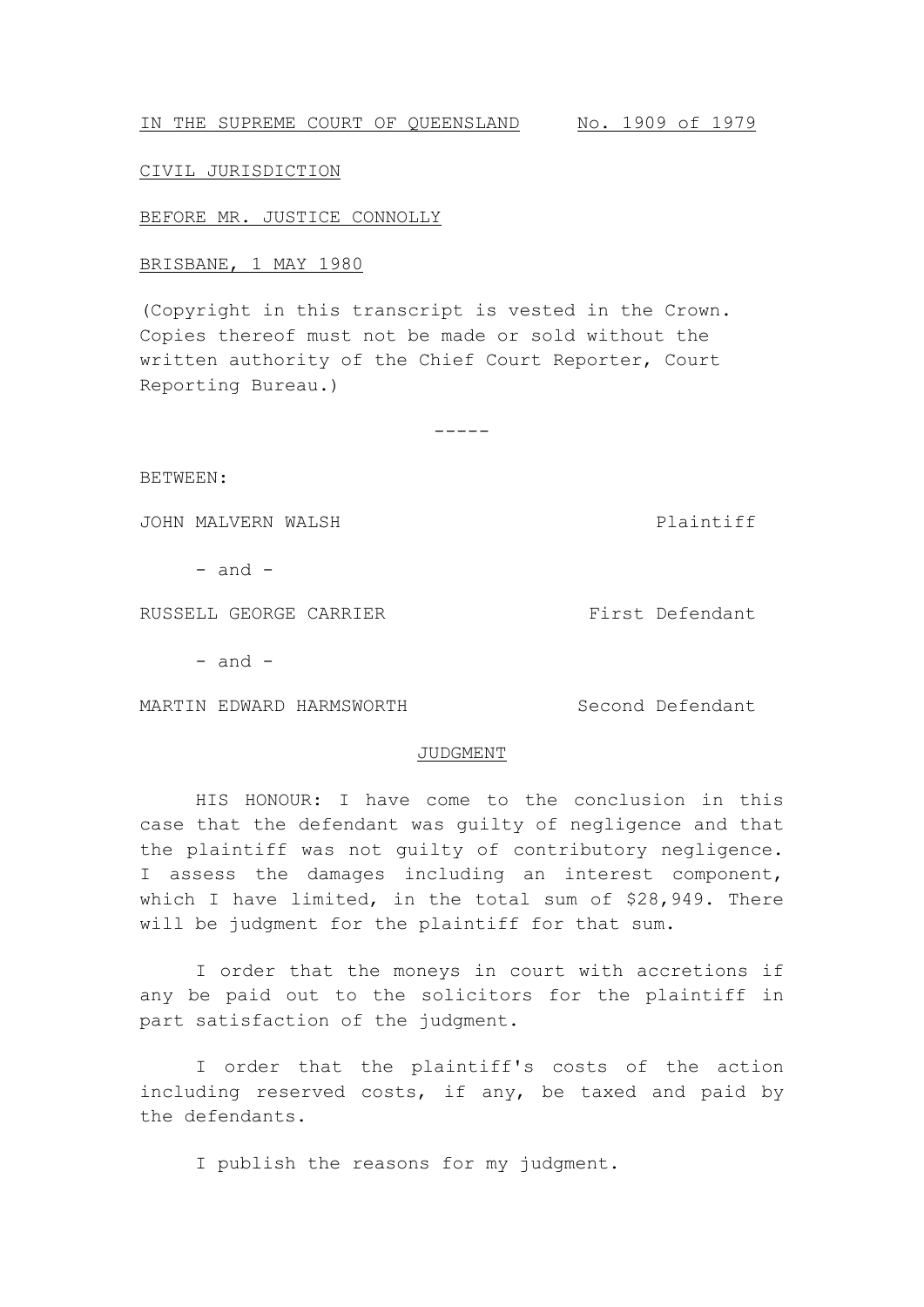IN THE SUPREME COURT OF QUEENSLAND No. 1909 of 1979

CIVIL JURISDICTION

BEFORE MR. JUSTICE CONNOLLY

BRISBANE, 1 MAY 1980

(Copyright in this transcript is vested in the Crown. Copies thereof must not be made or sold without the written authority of the Chief Court Reporter, Court Reporting Bureau.)

-----

BETWEEN:

JOHN MALVERN WALSH Plaintiff

- and -

RUSSELL GEORGE CARRIER First Defendant

- and -

MARTIN EDWARD HARMSWORTH Second Defendant

## JUDGMENT

HIS HONOUR: I have come to the conclusion in this case that the defendant was guilty of negligence and that the plaintiff was not guilty of contributory negligence. I assess the damages including an interest component, which I have limited, in the total sum of $28,949. There will be judgment for the plaintiff for that sum.

I order that the moneys in court with accretions if any be paid out to the solicitors for the plaintiff in part satisfaction of the judgment.

I order that the plaintiff's costs of the action including reserved costs, if any, be taxed and paid by the defendants.

I publish the reasons for my judgment.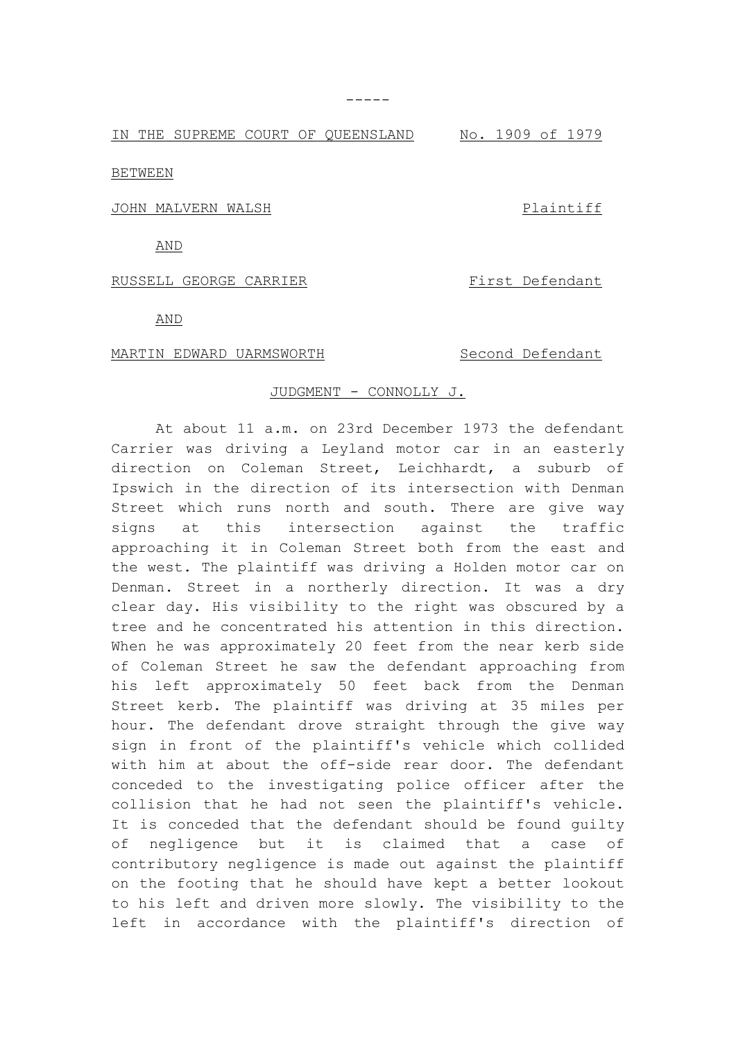-----

IN THE SUPREME COURT OF QUEENSLAND No. 1909 of 1979

BETWEEN

JOHN MALVERN WALSH Plaintiff

AND

RUSSELL GEORGE CARRIER First Defendant

AND

MARTIN EDWARD UARMSWORTH Second Defendant

JUDGMENT - CONNOLLY J.

At about 11 a.m. on 23rd December 1973 the defendant Carrier was driving a Leyland motor car in an easterly direction on Coleman Street, Leichhardt, a suburb of Ipswich in the direction of its intersection with Denman Street which runs north and south. There are give way signs at this intersection against the traffic approaching it in Coleman Street both from the east and the west. The plaintiff was driving a Holden motor car on Denman. Street in a northerly direction. It was a dry clear day. His visibility to the right was obscured by a tree and he concentrated his attention in this direction. When he was approximately 20 feet from the near kerb side of Coleman Street he saw the defendant approaching from his left approximately 50 feet back from the Denman Street kerb. The plaintiff was driving at 35 miles per hour. The defendant drove straight through the give way sign in front of the plaintiff's vehicle which collided with him at about the off-side rear door. The defendant conceded to the investigating police officer after the collision that he had not seen the plaintiff's vehicle. It is conceded that the defendant should be found guilty of negligence but it is claimed that a case of contributory negligence is made out against the plaintiff on the footing that he should have kept a better lookout to his left and driven more slowly. The visibility to the left in accordance with the plaintiff's direction of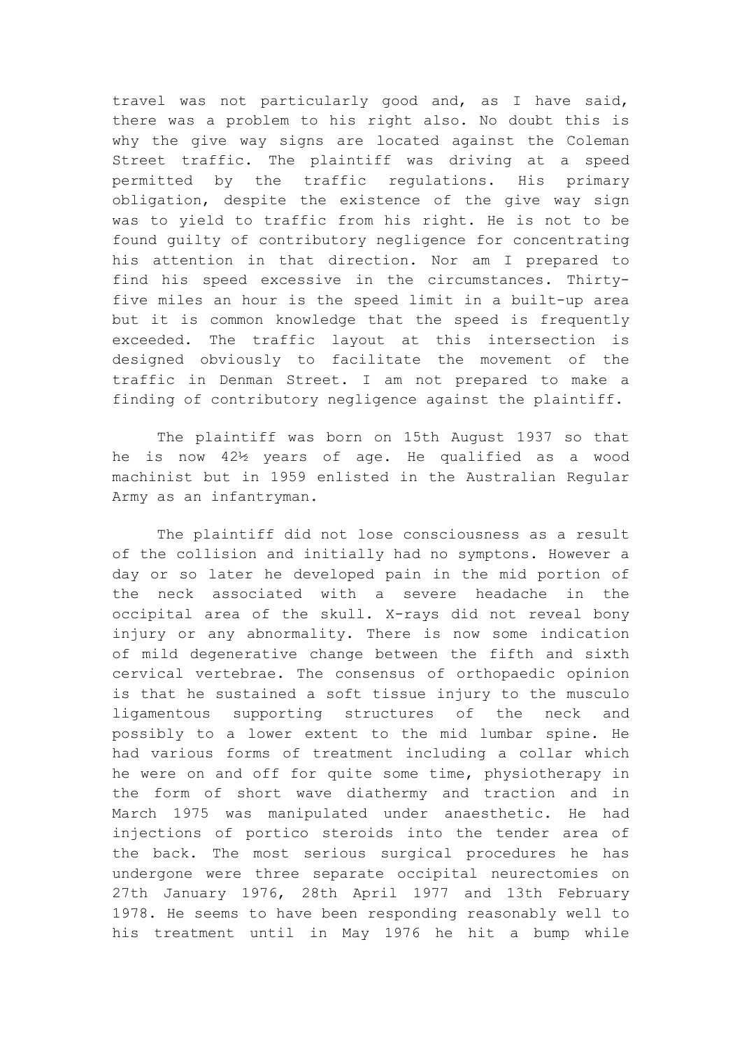travel was not particularly good and, as I have said, there was a problem to his right also. No doubt this is why the give way signs are located against the Coleman Street traffic. The plaintiff was driving at a speed permitted by the traffic regulations. His primary obligation, despite the existence of the give way sign was to yield to traffic from his right. He is not to be found guilty of contributory negligence for concentrating his attention in that direction. Nor am I prepared to find his speed excessive in the circumstances. Thirty-five miles an hour is the speed limit in a built-up area but it is common knowledge that the speed is frequently exceeded. The traffic layout at this intersection is designed obviously to facilitate the movement of the traffic in Denman Street. I am not prepared to make a finding of contributory negligence against the plaintiff.

The plaintiff was born on 15th August 1937 so that he is now 42½ years of age. He qualified as a wood machinist but in 1959 enlisted in the Australian Regular Army as an infantryman.

The plaintiff did not lose consciousness as a result of the collision and initially had no symptons. However a day or so later he developed pain in the mid portion of the neck associated with a severe headache in the occipital area of the skull. X-rays did not reveal bony injury or any abnormality. There is now some indication of mild degenerative change between the fifth and sixth cervical vertebrae. The consensus of orthopaedic opinion is that he sustained a soft tissue injury to the musculo ligamentous supporting structures of the neck and possibly to a lower extent to the mid lumbar spine. He had various forms of treatment including a collar which he were on and off for quite some time, physiotherapy in the form of short wave diathermy and traction and in March 1975 was manipulated under anaesthetic. He had injections of portico steroids into the tender area of the back. The most serious surgical procedures he has undergone were three separate occipital neurectomies on 27th January 1976, 28th April 1977 and 13th February 1978. He seems to have been responding reasonably well to his treatment until in May 1976 he hit a bump while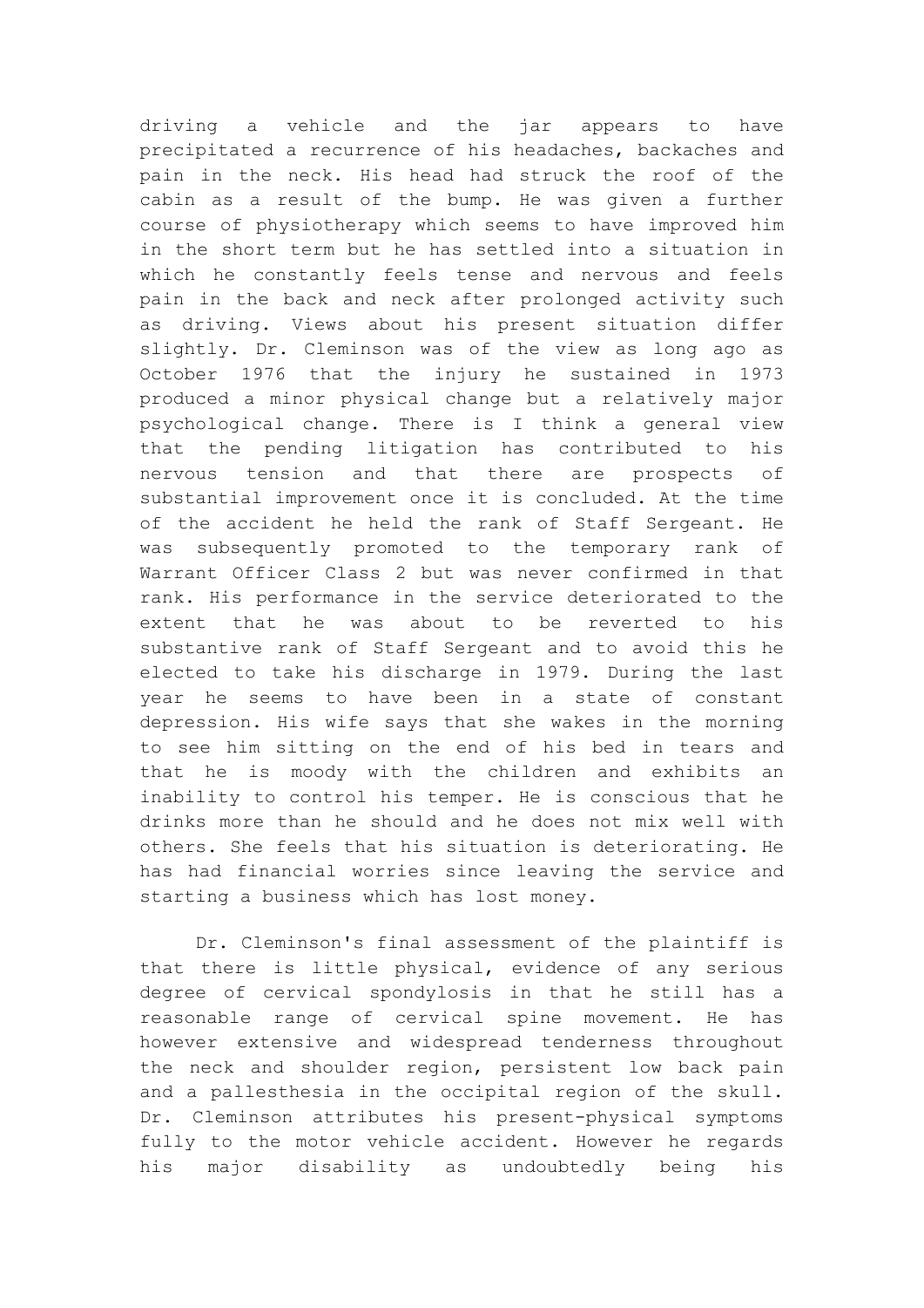driving a vehicle and the jar appears to have precipitated a recurrence of his headaches, backaches and pain in the neck. His head had struck the roof of the cabin as a result of the bump. He was given a further course of physiotherapy which seems to have improved him in the short term but he has settled into a situation in which he constantly feels tense and nervous and feels pain in the back and neck after prolonged activity such as driving. Views about his present situation differ slightly. Dr. Cleminson was of the view as long ago as October 1976 that the injury he sustained in 1973 produced a minor physical change but a relatively major psychological change. There is I think a general view that the pending litigation has contributed to his nervous tension and that there are prospects of substantial improvement once it is concluded. At the time of the accident he held the rank of Staff Sergeant. He was subsequently promoted to the temporary rank of Warrant Officer Class 2 but was never confirmed in that rank. His performance in the service deteriorated to the extent that he was about to be reverted to his substantive rank of Staff Sergeant and to avoid this he elected to take his discharge in 1979. During the last year he seems to have been in a state of constant depression. His wife says that she wakes in the morning to see him sitting on the end of his bed in tears and that he is moody with the children and exhibits an inability to control his temper. He is conscious that he drinks more than he should and he does not mix well with others. She feels that his situation is deteriorating. He has had financial worries since leaving the service and starting a business which has lost money.

Dr. Cleminson's final assessment of the plaintiff is that there is little physical, evidence of any serious degree of cervical spondylosis in that he still has a reasonable range of cervical spine movement. He has however extensive and widespread tenderness throughout the neck and shoulder region, persistent low back pain and a pallesthesia in the occipital region of the skull. Dr. Cleminson attributes his present-physical symptoms fully to the motor vehicle accident. However he regards his major disability as undoubtedly being his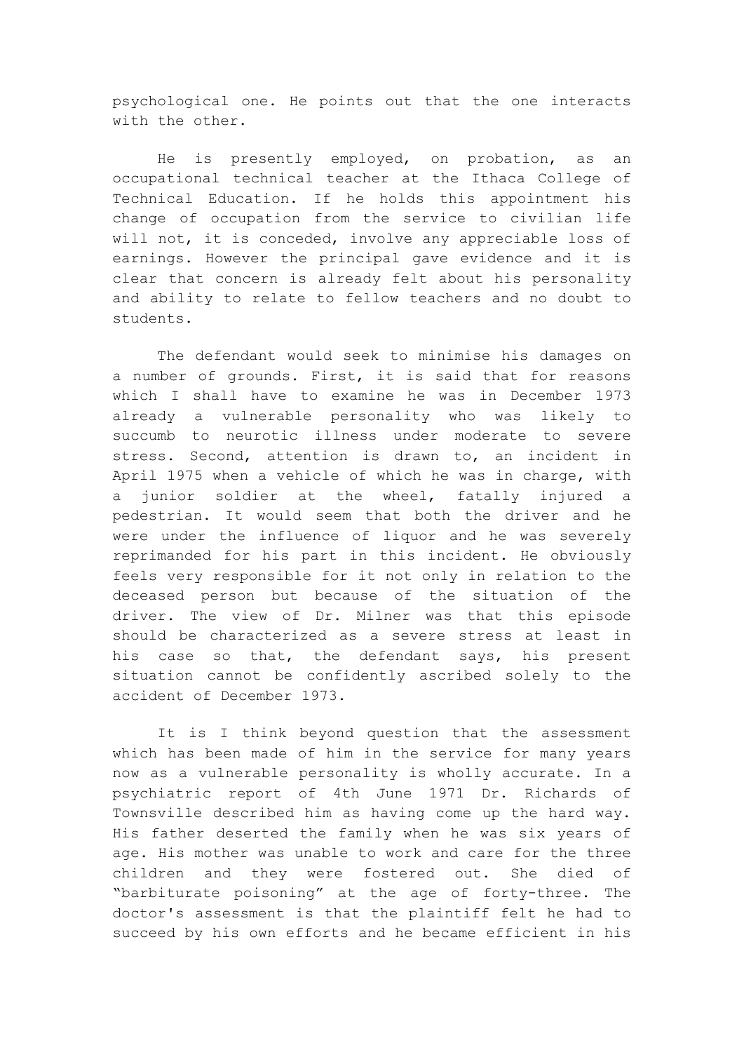psychological one. He points out that the one interacts with the other.

He is presently employed, on probation, as an occupational technical teacher at the Ithaca College of Technical Education. If he holds this appointment his change of occupation from the service to civilian life will not, it is conceded, involve any appreciable loss of earnings. However the principal gave evidence and it is clear that concern is already felt about his personality and ability to relate to fellow teachers and no doubt to students.

The defendant would seek to minimise his damages on a number of grounds. First, it is said that for reasons which I shall have to examine he was in December 1973 already a vulnerable personality who was likely to succumb to neurotic illness under moderate to severe stress. Second, attention is drawn to, an incident in April 1975 when a vehicle of which he was in charge, with a junior soldier at the wheel, fatally injured a pedestrian. It would seem that both the driver and he were under the influence of liquor and he was severely reprimanded for his part in this incident. He obviously feels very responsible for it not only in relation to the deceased person but because of the situation of the driver. The view of Dr. Milner was that this episode should be characterized as a severe stress at least in his case so that, the defendant says, his present situation cannot be confidently ascribed solely to the accident of December 1973.

It is I think beyond question that the assessment which has been made of him in the service for many years now as a vulnerable personality is wholly accurate. In a psychiatric report of 4th June 1971 Dr. Richards of Townsville described him as having come up the hard way. His father deserted the family when he was six years of age. His mother was unable to work and care for the three children and they were fostered out. She died of "barbiturate poisoning" at the age of forty-three. The doctor's assessment is that the plaintiff felt he had to succeed by his own efforts and he became efficient in his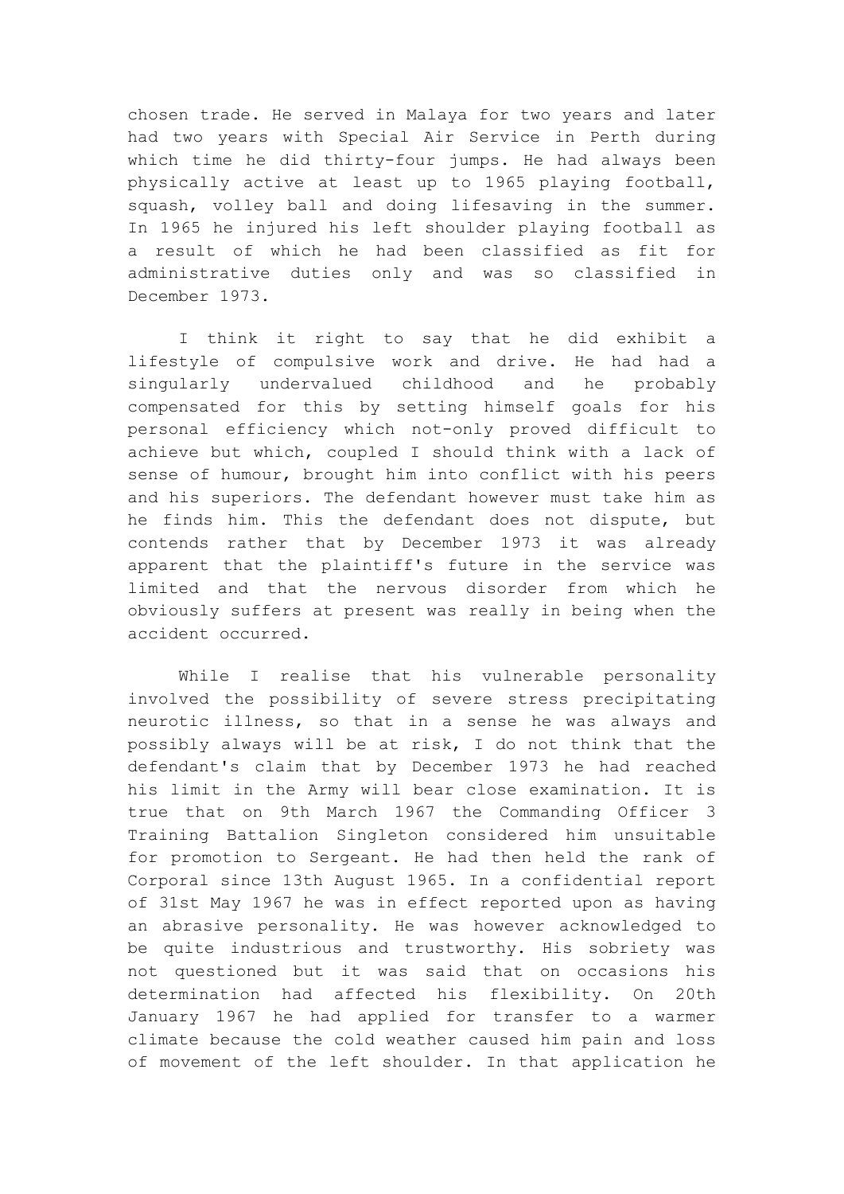chosen trade. He served in Malaya for two years and later had two years with Special Air Service in Perth during which time he did thirty-four jumps. He had always been physically active at least up to 1965 playing football, squash, volley ball and doing lifesaving in the summer. In 1965 he injured his left shoulder playing football as a result of which he had been classified as fit for administrative duties only and was so classified in December 1973.

I think it right to say that he did exhibit a lifestyle of compulsive work and drive. He had had a singularly undervalued childhood and he probably compensated for this by setting himself goals for his personal efficiency which not-only proved difficult to achieve but which, coupled I should think with a lack of sense of humour, brought him into conflict with his peers and his superiors. The defendant however must take him as he finds him. This the defendant does not dispute, but contends rather that by December 1973 it was already apparent that the plaintiff's future in the service was limited and that the nervous disorder from which he obviously suffers at present was really in being when the accident occurred.

While I realise that his vulnerable personality involved the possibility of severe stress precipitating neurotic illness, so that in a sense he was always and possibly always will be at risk, I do not think that the defendant's claim that by December 1973 he had reached his limit in the Army will bear close examination. It is true that on 9th March 1967 the Commanding Officer 3 Training Battalion Singleton considered him unsuitable for promotion to Sergeant. He had then held the rank of Corporal since 13th August 1965. In a confidential report of 31st May 1967 he was in effect reported upon as having an abrasive personality. He was however acknowledged to be quite industrious and trustworthy. His sobriety was not questioned but it was said that on occasions his determination had affected his flexibility. On 20th January 1967 he had applied for transfer to a warmer climate because the cold weather caused him pain and loss of movement of the left shoulder. In that application he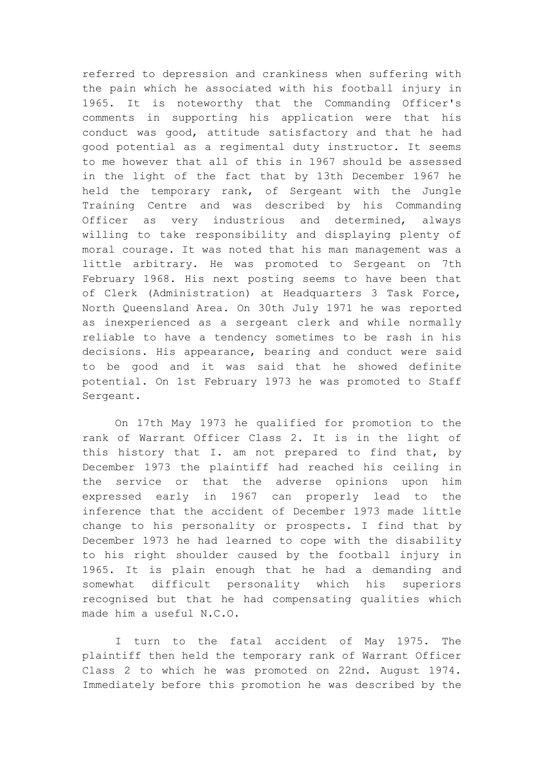referred to depression and crankiness when suffering with the pain which he associated with his football injury in 1965. It is noteworthy that the Commanding Officer's comments in supporting his application were that his conduct was good, attitude satisfactory and that he had good potential as a regimental duty instructor. It seems to me however that all of this in 1967 should be assessed in the light of the fact that by 13th December 1967 he held the temporary rank, of Sergeant with the Jungle Training Centre and was described by his Commanding Officer as very industrious and determined, always willing to take responsibility and displaying plenty of moral courage. It was noted that his man management was a little arbitrary. He was promoted to Sergeant on 7th February 1968. His next posting seems to have been that of Clerk (Administration) at Headquarters 3 Task Force, North Queensland Area. On 30th July 1971 he was reported as inexperienced as a sergeant clerk and while normally reliable to have a tendency sometimes to be rash in his decisions. His appearance, bearing and conduct were said to be good and it was said that he showed definite potential. On 1st February 1973 he was promoted to Staff Sergeant.

On 17th May 1973 he qualified for promotion to the rank of Warrant Officer Class 2. It is in the light of this history that I. am not prepared to find that, by December 1973 the plaintiff had reached his ceiling in the service or that the adverse opinions upon him expressed early in 1967 can properly lead to the inference that the accident of December 1973 made little change to his personality or prospects. I find that by December 1973 he had learned to cope with the disability to his right shoulder caused by the football injury in 1965. It is plain enough that he had a demanding and somewhat difficult personality which his superiors recognised but that he had compensating qualities which made him a useful N.C.O.

I turn to the fatal accident of May 1975. The plaintiff then held the temporary rank of Warrant Officer Class 2 to which he was promoted on 22nd. August 1974. Immediately before this promotion he was described by the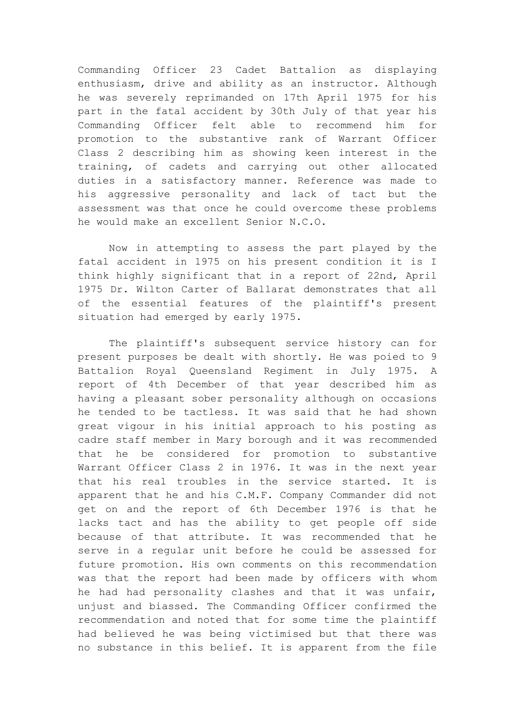Commanding Officer 23 Cadet Battalion as displaying enthusiasm, drive and ability as an instructor. Although he was severely reprimanded on 17th April 1975 for his part in the fatal accident by 30th July of that year his Commanding Officer felt able to recommend him for promotion to the substantive rank of Warrant Officer Class 2 describing him as showing keen interest in the training, of cadets and carrying out other allocated duties in a satisfactory manner. Reference was made to his aggressive personality and lack of tact but the assessment was that once he could overcome these problems he would make an excellent Senior N.C.O.

Now in attempting to assess the part played by the fatal accident in 1975 on his present condition it is I think highly significant that in a report of 22nd, April 1975 Dr. Wilton Carter of Ballarat demonstrates that all of the essential features of the plaintiff's present situation had emerged by early 1975.

The plaintiff's subsequent service history can for present purposes be dealt with shortly. He was poied to 9 Battalion Royal Queensland Regiment in July 1975. A report of 4th December of that year described him as having a pleasant sober personality although on occasions he tended to be tactless. It was said that he had shown great vigour in his initial approach to his posting as cadre staff member in Mary borough and it was recommended that he be considered for promotion to substantive Warrant Officer Class 2 in 1976. It was in the next year that his real troubles in the service started. It is apparent that he and his C.M.F. Company Commander did not get on and the report of 6th December 1976 is that he lacks tact and has the ability to get people off side because of that attribute. It was recommended that he serve in a regular unit before he could be assessed for future promotion. His own comments on this recommendation was that the report had been made by officers with whom he had had personality clashes and that it was unfair, unjust and biassed. The Commanding Officer confirmed the recommendation and noted that for some time the plaintiff had believed he was being victimised but that there was no substance in this belief. It is apparent from the file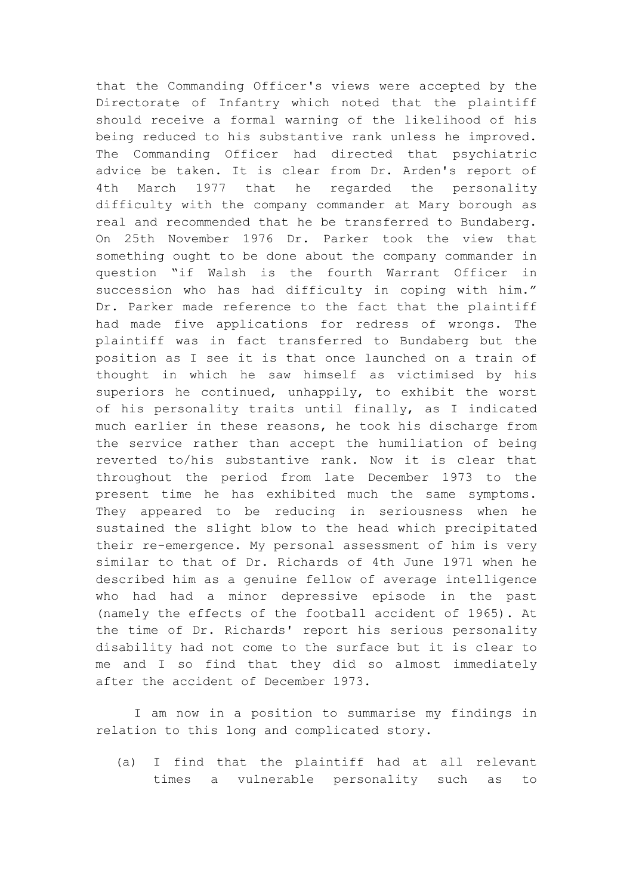that the Commanding Officer's views were accepted by the Directorate of Infantry which noted that the plaintiff should receive a formal warning of the likelihood of his being reduced to his substantive rank unless he improved. The Commanding Officer had directed that psychiatric advice be taken. It is clear from Dr. Arden's report of 4th March 1977 that he regarded the personality difficulty with the company commander at Mary borough as real and recommended that he be transferred to Bundaberg. On 25th November 1976 Dr. Parker took the view that something ought to be done about the company commander in question "if Walsh is the fourth Warrant Officer in succession who has had difficulty in coping with him." Dr. Parker made reference to the fact that the plaintiff had made five applications for redress of wrongs. The plaintiff was in fact transferred to Bundaberg but the position as I see it is that once launched on a train of thought in which he saw himself as victimised by his superiors he continued, unhappily, to exhibit the worst of his personality traits until finally, as I indicated much earlier in these reasons, he took his discharge from the service rather than accept the humiliation of being reverted to/his substantive rank. Now it is clear that throughout the period from late December 1973 to the present time he has exhibited much the same symptoms. They appeared to be reducing in seriousness when he sustained the slight blow to the head which precipitated their re-emergence. My personal assessment of him is very similar to that of Dr. Richards of 4th June 1971 when he described him as a genuine fellow of average intelligence who had had a minor depressive episode in the past (namely the effects of the football accident of 1965). At the time of Dr. Richards' report his serious personality disability had not come to the surface but it is clear to me and I so find that they did so almost immediately after the accident of December 1973.

I am now in a position to summarise my findings in relation to this long and complicated story.

(a) I find that the plaintiff had at all relevant times a vulnerable personality such as to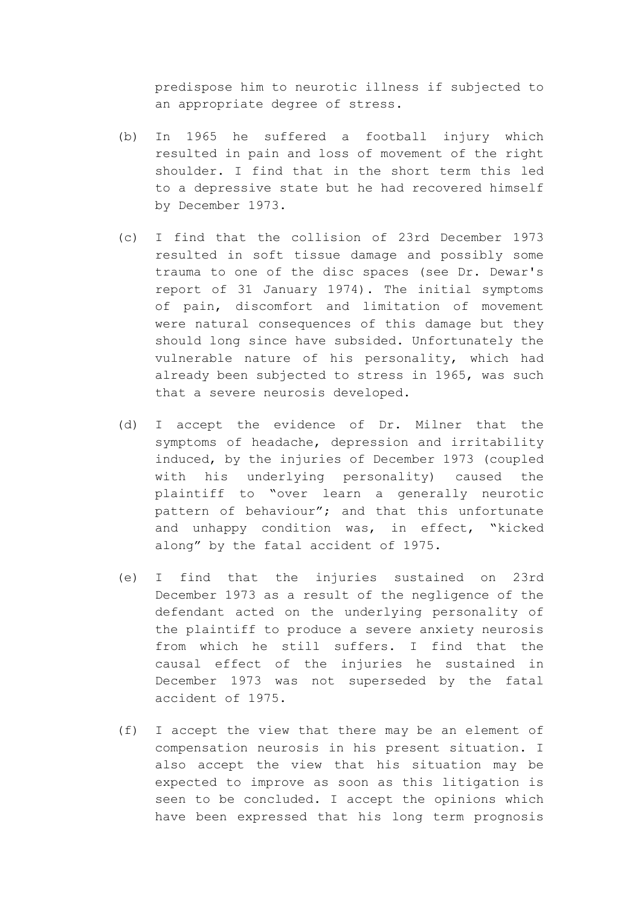predispose him to neurotic illness if subjected to an appropriate degree of stress.

(b) In 1965 he suffered a football injury which resulted in pain and loss of movement of the right shoulder. I find that in the short term this led to a depressive state but he had recovered himself by December 1973.

(c) I find that the collision of 23rd December 1973 resulted in soft tissue damage and possibly some trauma to one of the disc spaces (see Dr. Dewar's report of 31 January 1974). The initial symptoms of pain, discomfort and limitation of movement were natural consequences of this damage but they should long since have subsided. Unfortunately the vulnerable nature of his personality, which had already been subjected to stress in 1965, was such that a severe neurosis developed.

(d) I accept the evidence of Dr. Milner that the symptoms of headache, depression and irritability induced, by the injuries of December 1973 (coupled with his underlying personality) caused the plaintiff to "over learn a generally neurotic pattern of behaviour"; and that this unfortunate and unhappy condition was, in effect, "kicked along" by the fatal accident of 1975.

(e) I find that the injuries sustained on 23rd December 1973 as a result of the negligence of the defendant acted on the underlying personality of the plaintiff to produce a severe anxiety neurosis from which he still suffers. I find that the causal effect of the injuries he sustained in December 1973 was not superseded by the fatal accident of 1975.

(f) I accept the view that there may be an element of compensation neurosis in his present situation. I also accept the view that his situation may be expected to improve as soon as this litigation is seen to be concluded. I accept the opinions which have been expressed that his long term prognosis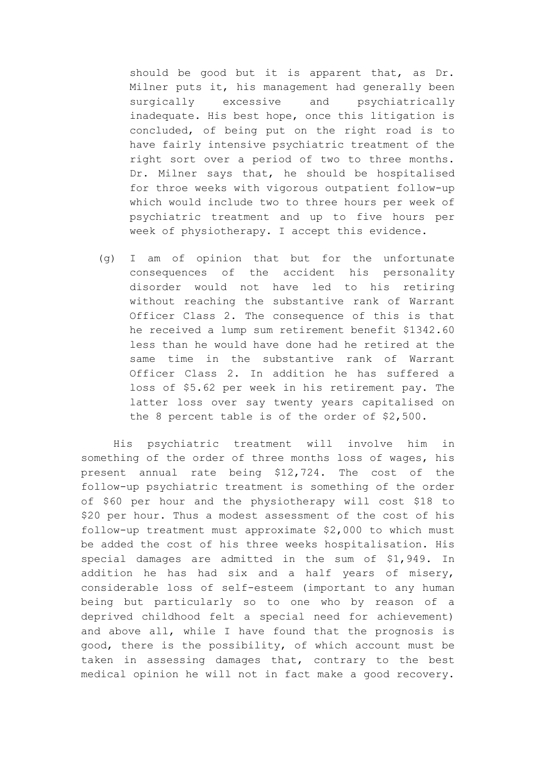should be good but it is apparent that, as Dr. Milner puts it, his management had generally been surgically excessive and psychiatrically inadequate. His best hope, once this litigation is concluded, of being put on the right road is to have fairly intensive psychiatric treatment of the right sort over a period of two to three months. Dr. Milner says that, he should be hospitalised for throee weeks with vigorous outpatient follow-up which would include two to three hours per week of psychiatric treatment and up to five hours per week of physiotherapy. I accept this evidence.

(g) I am of opinion that but for the unfortunate consequences of the accident his personality disorder would not have led to his retiring without reaching the substantive rank of Warrant Officer Class 2. The consequence of this is that he received a lump sum retirement benefit $1342.60 less than he would have done had he retired at the same time in the substantive rank of Warrant Officer Class 2. In addition he has suffered a loss of $5.62 per week in his retirement pay. The latter loss over say twenty years capitalised on the 8 percent table is of the order of $2,500.

His psychiatric treatment will involve him in something of the order of three months loss of wages, his present annual rate being $12,724. The cost of the follow-up psychiatric treatment is something of the order of $60 per hour and the physiotherapy will cost $18 to $20 per hour. Thus a modest assessment of the cost of his follow-up treatment must approximate $2,000 to which must be added the cost of his three weeks hospitalisation. His special damages are admitted in the sum of $1,949. In addition he has had six and a half years of misery, considerable loss of self-esteem (important to any human being but particularly so to one who by reason of a deprived childhood felt a special need for achievement) and above all, while I have found that the prognosis is good, there is the possibility, of which account must be taken in assessing damages that, contrary to the best medical opinion he will not in fact make a good recovery.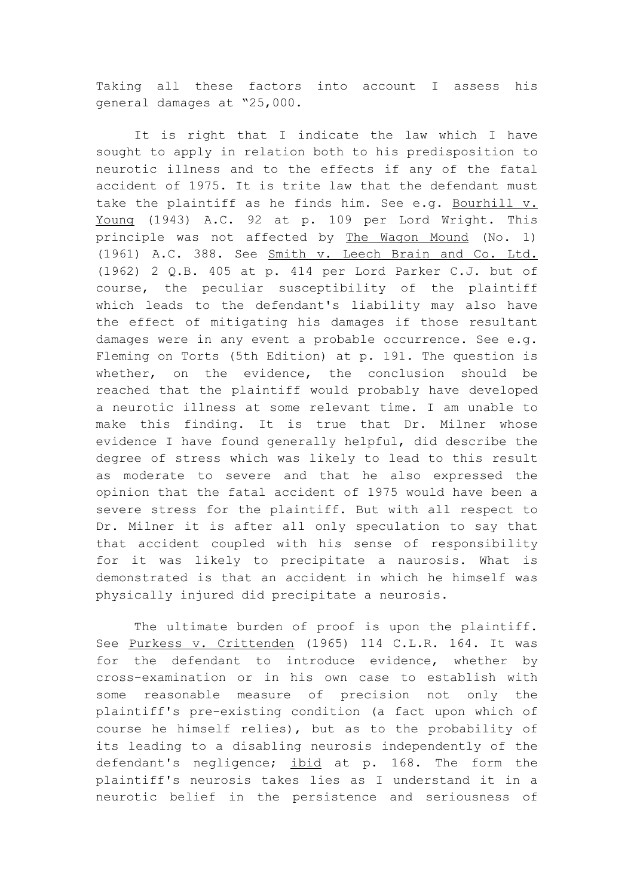Taking all these factors into account I assess his general damages at "25,000.

It is right that I indicate the law which I have sought to apply in relation both to his predisposition to neurotic illness and to the effects if any of the fatal accident of 1975. It is trite law that the defendant must take the plaintiff as he finds him. See e.g. <u>Bourhill v. Young</u> (1943) A.C. 92 at p. 109 per Lord Wright. This principle was not affected by <u>The Wagon Mound</u> (No. 1) (1961) A.C. 388. See <u>Smith v. Leech Brain and Co. Ltd.</u> (1962) 2 Q.B. 405 at p. 414 per Lord Parker C.J. but of course, the peculiar susceptibility of the plaintiff which leads to the defendant's liability may also have the effect of mitigating his damages if those resultant damages were in any event a probable occurrence. See e.g. Fleming on Torts (5th Edition) at p. 191. The question is whether, on the evidence, the conclusion should be reached that the plaintiff would probably have developed a neurotic illness at some relevant time. I am unable to make this finding. It is true that Dr. Milner whose evidence I have found generally helpful, did describe the degree of stress which was likely to lead to this result as moderate to severe and that he also expressed the opinion that the fatal accident of 1975 would have been a severe stress for the plaintiff. But with all respect to Dr. Milner it is after all only speculation to say that that accident coupled with his sense of responsibility for it was likely to precipitate a naurosis. What is demonstrated is that an accident in which he himself was physically injured did precipitate a neurosis.

The ultimate burden of proof is upon the plaintiff. See <u>Purkess v. Crittenden</u> (1965) 114 C.L.R. 164. It was for the defendant to introduce evidence, whether by cross-examination or in his own case to establish with some reasonable measure of precision not only the plaintiff's pre-existing condition (a fact upon which of course he himself relies), but as to the probability of its leading to a disabling neurosis independently of the defendant's negligence; <u>ibid</u> at p. 168. The form the plaintiff's neurosis takes lies as I understand it in a neurotic belief in the persistence and seriousness of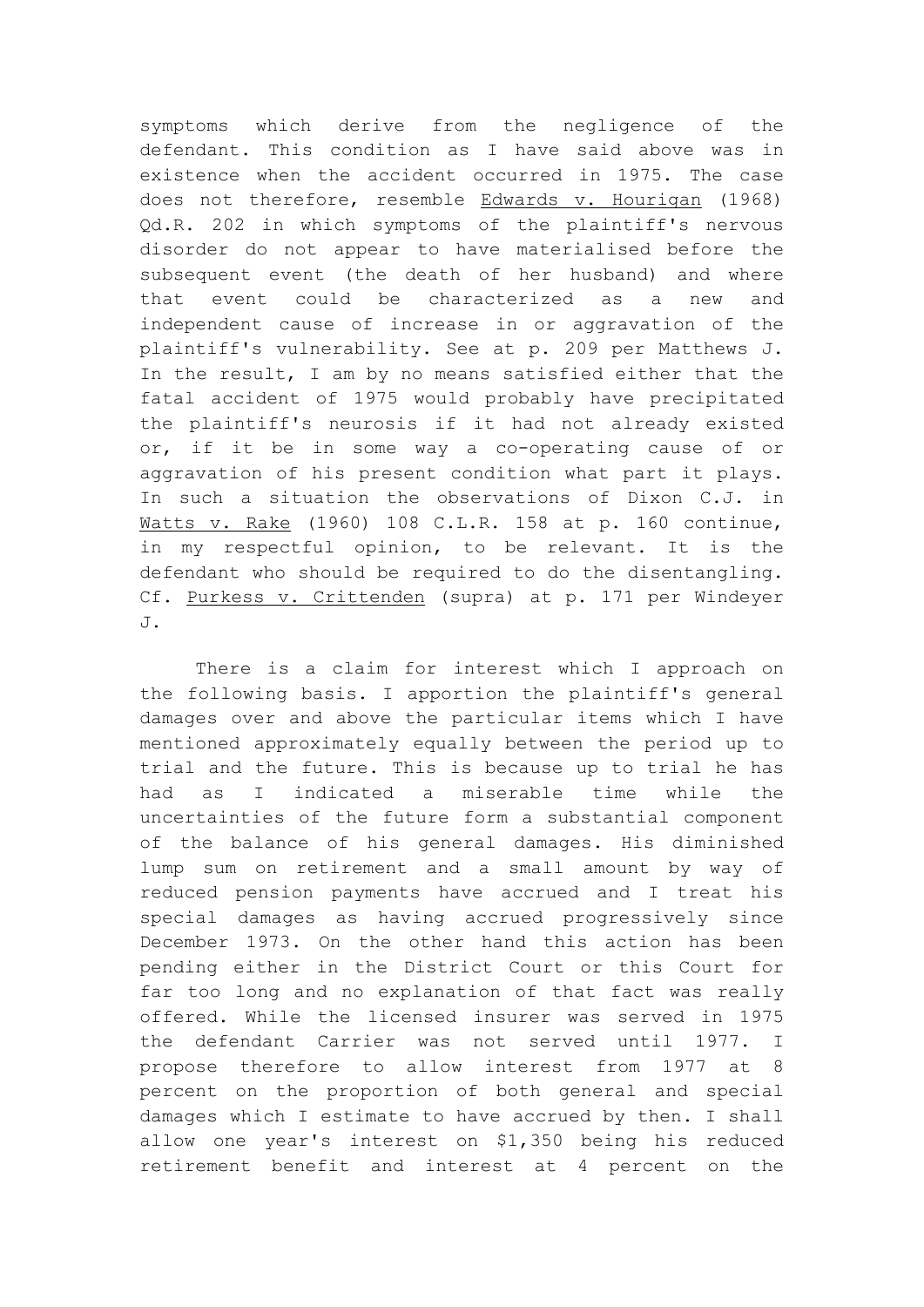symptoms which derive from the negligence of the defendant. This condition as I have said above was in existence when the accident occurred in 1975. The case does not therefore, resemble Edwards v. Hourigan (1968) Qd.R. 202 in which symptoms of the plaintiff's nervous disorder do not appear to have materialised before the subsequent event (the death of her husband) and where that event could be characterized as a new and independent cause of increase in or aggravation of the plaintiff's vulnerability. See at p. 209 per Matthews J. In the result, I am by no means satisfied either that the fatal accident of 1975 would probably have precipitated the plaintiff's neurosis if it had not already existed or, if it be in some way a co-operating cause of or aggravation of his present condition what part it plays. In such a situation the observations of Dixon C.J. in Watts v. Rake (1960) 108 C.L.R. 158 at p. 160 continue, in my respectful opinion, to be relevant. It is the defendant who should be required to do the disentangling. Cf. Purkess v. Crittenden (supra) at p. 171 per Windeyer J.

There is a claim for interest which I approach on the following basis. I apportion the plaintiff's general damages over and above the particular items which I have mentioned approximately equally between the period up to trial and the future. This is because up to trial he has had as I indicated a miserable time while the uncertainties of the future form a substantial component of the balance of his general damages. His diminished lump sum on retirement and a small amount by way of reduced pension payments have accrued and I treat his special damages as having accrued progressively since December 1973. On the other hand this action has been pending either in the District Court or this Court for far too long and no explanation of that fact was really offered. While the licensed insurer was served in 1975 the defendant Carrier was not served until 1977. I propose therefore to allow interest from 1977 at 8 percent on the proportion of both general and special damages which I estimate to have accrued by then. I shall allow one year's interest on $1,350 being his reduced retirement benefit and interest at 4 percent on the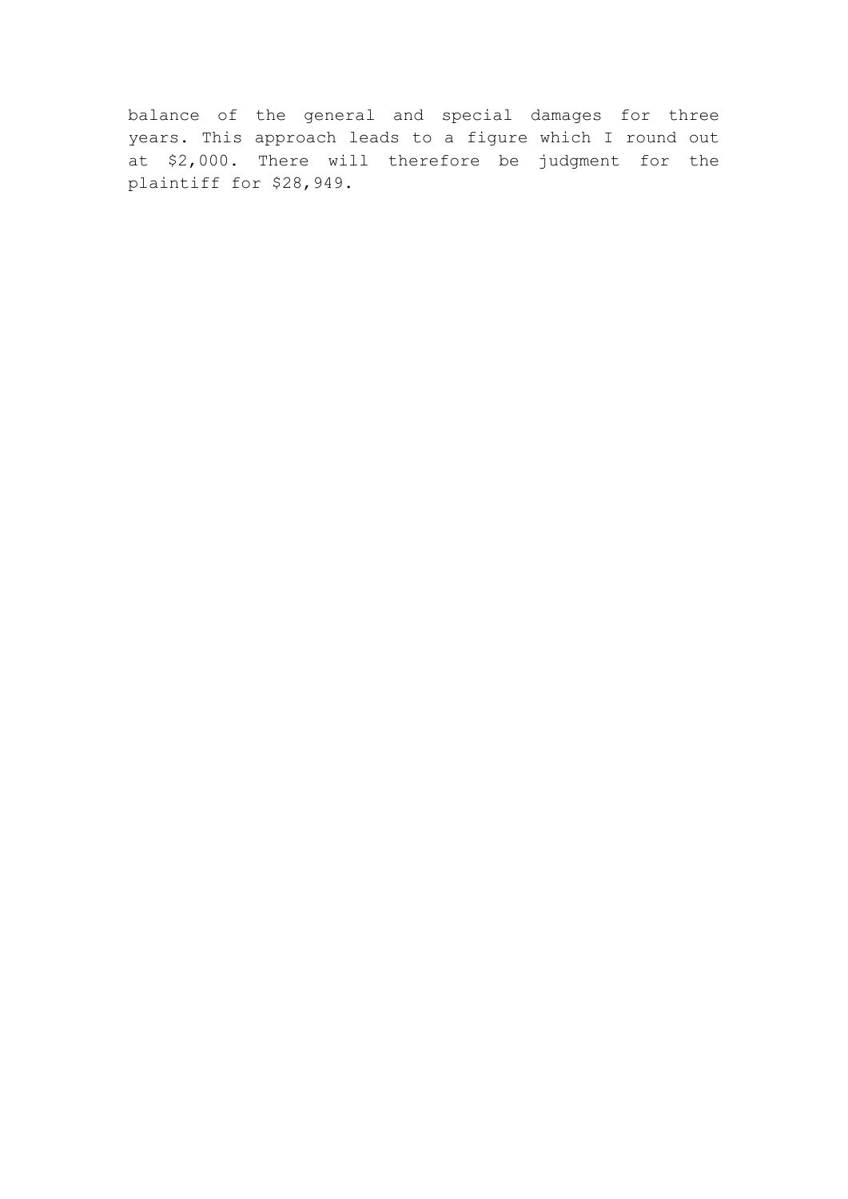balance of the general and special damages for three years. This approach leads to a figure which I round out at $2,000. There will therefore be judgment for the plaintiff for $28,949.